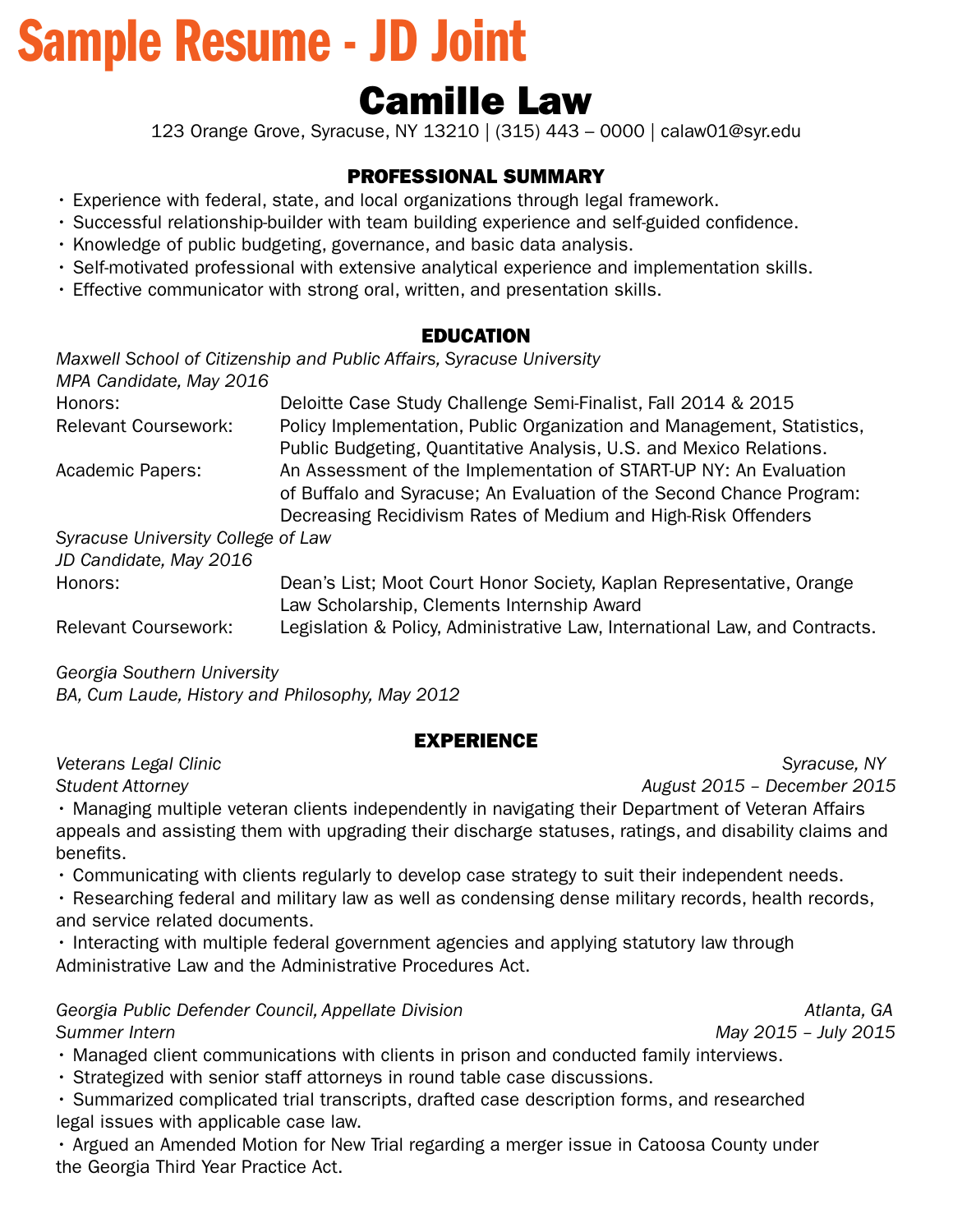# Sample Resume - JD Joint

## Camille Law

123 Orange Grove, Syracuse, NY 13210 | (315) 443 – 0000 | calaw01@syr.edu

### PROFESSIONAL SUMMARY

- Experience with federal, state, and local organizations through legal framework.
- Successful relationship-builder with team building experience and self-guided confidence.
- Knowledge of public budgeting, governance, and basic data analysis.
- Self-motivated professional with extensive analytical experience and implementation skills.
- Effective communicator with strong oral, written, and presentation skills.

### EDUCATION

*Maxwell School of Citizenship and Public Affairs, Syracuse University*
*MPA Candidate, May 2016*

| | |
|---|---|
| Honors: | Deloitte Case Study Challenge Semi-Finalist, Fall 2014 & 2015 |
| Relevant Coursework: | Policy Implementation, Public Organization and Management, Statistics, Public Budgeting, Quantitative Analysis, U.S. and Mexico Relations. |
| Academic Papers: | An Assessment of the Implementation of START-UP NY: An Evaluation of Buffalo and Syracuse; An Evaluation of the Second Chance Program: Decreasing Recidivism Rates of Medium and High-Risk Offenders |

*Syracuse University College of Law*
*JD Candidate, May 2016*

| | |
|---|---|
| Honors: | Dean's List; Moot Court Honor Society, Kaplan Representative, Orange Law Scholarship, Clements Internship Award |
| Relevant Coursework: | Legislation & Policy, Administrative Law, International Law, and Contracts. |

*Georgia Southern University*
*BA, Cum Laude, History and Philosophy, May 2012*

### EXPERIENCE

*Veterans Legal Clinic* — Syracuse, NY
*Student Attorney* — August 2015 – December 2015

- Managing multiple veteran clients independently in navigating their Department of Veteran Affairs appeals and assisting them with upgrading their discharge statuses, ratings, and disability claims and benefits.
- Communicating with clients regularly to develop case strategy to suit their independent needs.
- Researching federal and military law as well as condensing dense military records, health records, and service related documents.
- Interacting with multiple federal government agencies and applying statutory law through Administrative Law and the Administrative Procedures Act.

*Georgia Public Defender Council, Appellate Division* — Atlanta, GA
*Summer Intern* — May 2015 – July 2015

- Managed client communications with clients in prison and conducted family interviews.
- Strategized with senior staff attorneys in round table case discussions.
- Summarized complicated trial transcripts, drafted case description forms, and researched legal issues with applicable case law.
- Argued an Amended Motion for New Trial regarding a merger issue in Catoosa County under the Georgia Third Year Practice Act.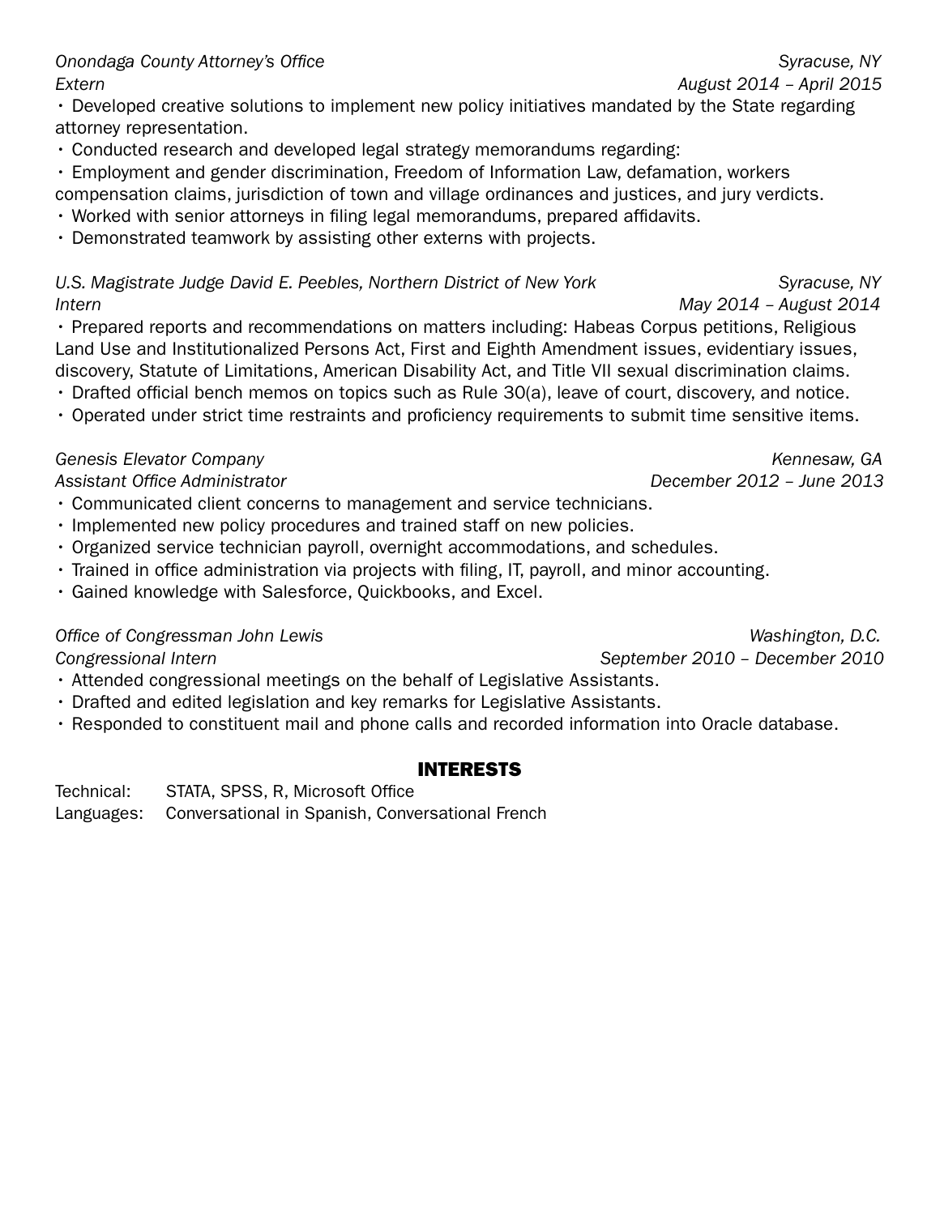*Onondaga County Attorney's Office* — *Syracuse, NY*
*Extern* — *August 2014 – April 2015*

- Developed creative solutions to implement new policy initiatives mandated by the State regarding attorney representation.
- Conducted research and developed legal strategy memorandums regarding:
- Employment and gender discrimination, Freedom of Information Law, defamation, workers compensation claims, jurisdiction of town and village ordinances and justices, and jury verdicts.
- Worked with senior attorneys in filing legal memorandums, prepared affidavits.
- Demonstrated teamwork by assisting other externs with projects.

*U.S. Magistrate Judge David E. Peebles, Northern District of New York* — *Syracuse, NY*
*Intern* — *May 2014 – August 2014*

- Prepared reports and recommendations on matters including: Habeas Corpus petitions, Religious Land Use and Institutionalized Persons Act, First and Eighth Amendment issues, evidentiary issues, discovery, Statute of Limitations, American Disability Act, and Title VII sexual discrimination claims.
- Drafted official bench memos on topics such as Rule 30(a), leave of court, discovery, and notice.
- Operated under strict time restraints and proficiency requirements to submit time sensitive items.

*Genesis Elevator Company* — *Kennesaw, GA*
*Assistant Office Administrator* — *December 2012 – June 2013*

- Communicated client concerns to management and service technicians.
- Implemented new policy procedures and trained staff on new policies.
- Organized service technician payroll, overnight accommodations, and schedules.
- Trained in office administration via projects with filing, IT, payroll, and minor accounting.
- Gained knowledge with Salesforce, Quickbooks, and Excel.

*Office of Congressman John Lewis* — *Washington, D.C.*
*Congressional Intern* — *September 2010 – December 2010*

- Attended congressional meetings on the behalf of Legislative Assistants.
- Drafted and edited legislation and key remarks for Legislative Assistants.
- Responded to constituent mail and phone calls and recorded information into Oracle database.

## INTERESTS

Technical: STATA, SPSS, R, Microsoft Office
Languages: Conversational in Spanish, Conversational French